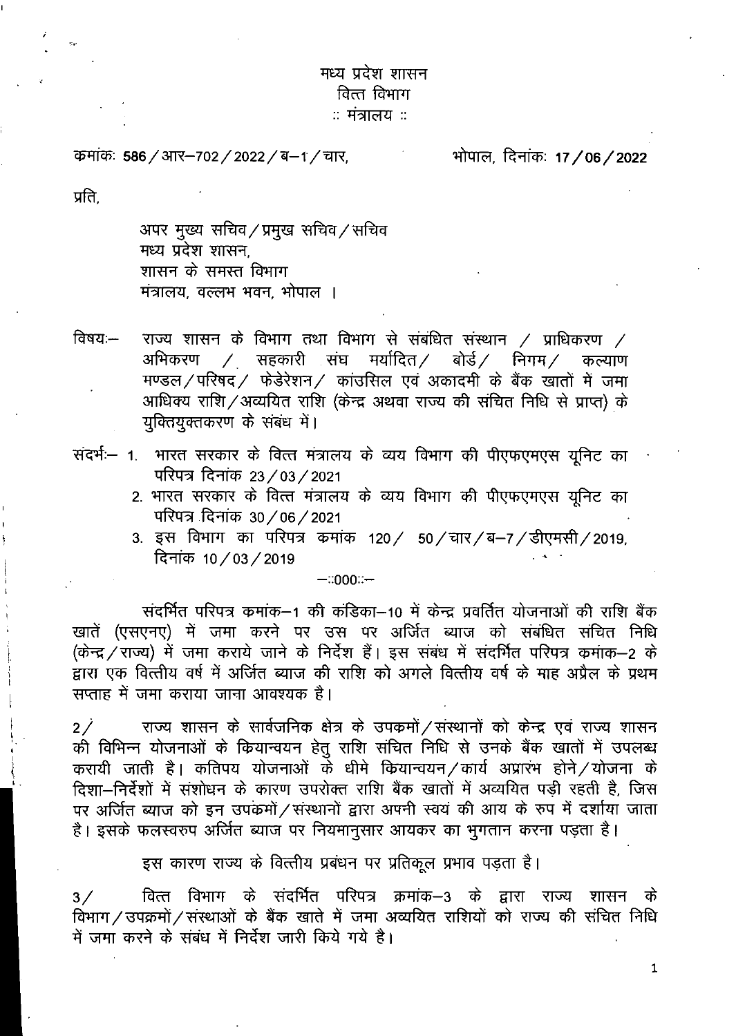मध्य प्रदेश शासन
वित्त विभाग
:: मंत्रालय ::

क्रमांकः 586 / आर–702 / 2022 / ब–1 / चार, भोपाल, दिनांकः 17 / 06 / 2022

प्रति,

अपर मुख्य सचिव / प्रमुख सचिव / सचिव
मध्य प्रदेश शासन,
शासन के समस्त विभाग
मंत्रालय, वल्लभ भवन, भोपाल ।

विषयः— राज्य शासन के विभाग तथा विभाग से संबंधित संस्थान / प्राधिकरण / अभिकरण / सहकारी संघ मर्यादित / बोर्ड / निगम / कल्याण मण्डल / परिषद / फेडेरेशन / कांउसिल एवं अकादमी के बैंक खातों में जमा आधिक्य राशि / अव्ययित राशि (केन्द्र अथवा राज्य की संचित निधि से प्राप्त) के युक्तियुक्तकरण के संबंध में।

संदर्भः— 1. भारत सरकार के वित्त मंत्रालय के व्यय विभाग की पीएफएमएस यूनिट का परिपत्र दिनांक 23 / 03 / 2021
2. भारत सरकार के वित्त मंत्रालय के व्यय विभाग की पीएफएमएस यूनिट का परिपत्र दिनांक 30 / 06 / 2021
3. इस विभाग का परिपत्र कमांक 120 / 50 / चार / ब–7 / डीएमसी / 2019, दिनांक 10 / 03 / 2019

—::000::—

संदर्भित परिपत्र कमांक–1 की कंडिका–10 में केन्द्र प्रवर्तित योजनाओं की राशि बैंक खातें (एसएनए) में जमा करने पर उस पर अर्जित ब्याज को संबंधित संचित निधि (केन्द्र / राज्य) में जमा कराये जाने के निर्देश हैं। इस संबंध में संदर्भित परिपत्र कमांक–2 के द्वारा एक वित्तीय वर्ष में अर्जित ब्याज की राशि को अगले वित्तीय वर्ष के माह अप्रैल के प्रथम सप्ताह में जमा कराया जाना आवश्यक है।

2/ राज्य शासन के सार्वजनिक क्षेत्र के उपकमों / संस्थानों को केन्द्र एवं राज्य शासन की विभिन्न योजनाओं के क्रियान्वयन हेतु राशि संचित निधि से उनके बैंक खातों में उपलब्ध करायी जाती है। कतिपय योजनाओं के धीमे क्रियान्वयन / कार्य अप्रारंभ होने / योजना के दिशा–निर्देशों में संशोधन के कारण उपरोक्त राशि बैंक खातों में अव्ययित पड़ी रहती है, जिस पर अर्जित ब्याज को इन उपकमों / संस्थानों द्वारा अपनी स्वयं की आय के रुप में दर्शाया जाता है। इसके फलस्वरुप अर्जित ब्याज पर नियमानुसार आयकर का भुगतान करना पड़ता है।

इस कारण राज्य के वित्तीय प्रबंधन पर प्रतिकूल प्रभाव पड़ता है।

3/ वित्त विभाग के संदर्भित परिपत्र क्रमांक–3 के द्वारा राज्य शासन के विभाग / उपक्रमों / संस्थाओं के बैंक खाते में जमा अव्ययित राशियों को राज्य की संचित निधि में जमा करने के संबंध में निर्देश जारी किये गये है।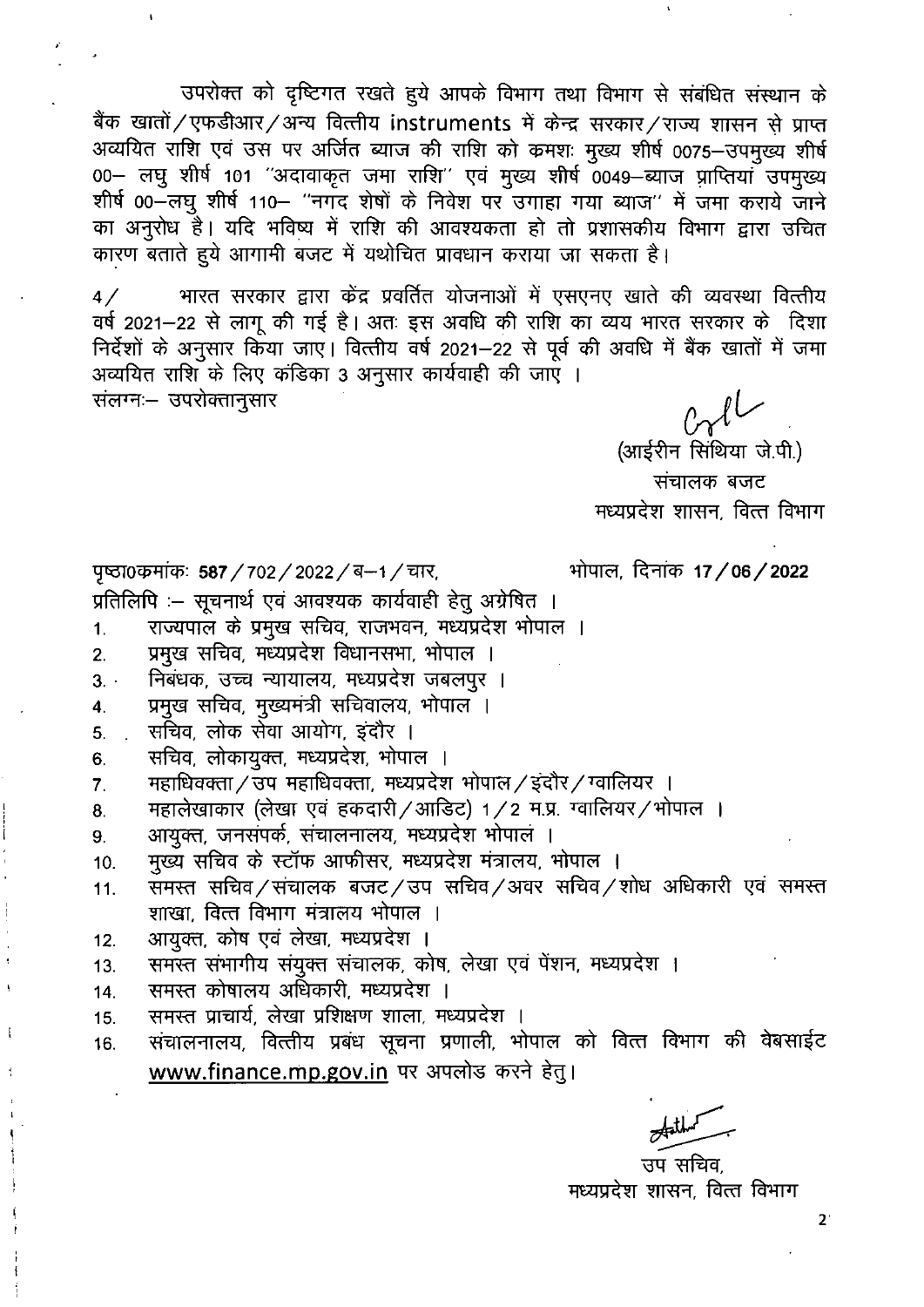उपरोक्त को दृष्टिगत रखते हुये आपके विभाग तथा विभाग से संबंधित संस्थान के बैंक खातों/एफडीआर/अन्य वित्तीय instruments में केन्द्र सरकार/राज्य शासन से प्राप्त अव्ययित राशि एवं उस पर अर्जित ब्याज की राशि को कमशः मुख्य शीर्ष 0075–उपमुख्य शीर्ष 00– लघु शीर्ष 101 "अदावाकृत जमा राशि" एवं मुख्य शीर्ष 0049–ब्याज प्राप्तियां उपमुख्य शीर्ष 00–लघु शीर्ष 110– "नगद शेषों के निवेश पर उगाहा गया ब्याज" में जमा कराये जाने का अनुरोध है। यदि भविष्य में राशि की आवश्यकता हो तो प्रशासकीय विभाग द्वारा उचित कारण बताते हुये आगामी बजट में यथोचित प्रावधान कराया जा सकता है।

4/ भारत सरकार द्वारा केंद्र प्रवर्तित योजनाओं में एसएनए खाते की व्यवस्था वित्तीय वर्ष 2021–22 से लागू की गई है। अतः इस अवधि की राशि का व्यय भारत सरकार के दिशा निर्देशों के अनुसार किया जाए। वित्तीय वर्ष 2021–22 से पूर्व की अवधि में बैंक खातों में जमा अव्ययित राशि के लिए कंडिका 3 अनुसार कार्यवाही की जाए ।

संलग्नः– उपरोक्तानुसार

(आईरीन सिंथिया जे.पी.)
संचालक बजट
मध्यप्रदेश शासन, वित्त विभाग

पृष्ठा0कमांकः 587/702/2022/ब–1/चार, भोपाल, दिनांक 17/06/2022

प्रतिलिपि :– सूचनार्थ एवं आवश्यक कार्यवाही हेतु अग्रेषित ।

1. राज्यपाल के प्रमुख सचिव, राजभवन, मध्यप्रदेश भोपाल ।
2. प्रमुख सचिव, मध्यप्रदेश विधानसभा, भोपाल ।
3. निबंधक, उच्च न्यायालय, मध्यप्रदेश जबलपुर ।
4. प्रमुख सचिव, मुख्यमंत्री सचिवालय, भोपाल ।
5. सचिव, लोक सेवा आयोग, इंदौर ।
6. सचिव, लोकायुक्त, मध्यप्रदेश, भोपाल ।
7. महाधिवक्ता/उप महाधिवक्ता, मध्यप्रदेश भोपाल/इंदौर/ग्वालियर ।
8. महालेखाकार (लेखा एवं हकदारी/आडिट) 1/2 म.प्र. ग्वालियर/भोपाल ।
9. आयुक्त, जनसंपर्क, संचालनालय, मध्यप्रदेश भोपाल ।
10. मुख्य सचिव के स्टॉफ आफीसर, मध्यप्रदेश मंत्रालय, भोपाल ।
11. समस्त सचिव/संचालक बजट/उप सचिव/अवर सचिव/शोध अधिकारी एवं समस्त शाखा, वित्त विभाग मंत्रालय भोपाल ।
12. आयुक्त, कोष एवं लेखा, मध्यप्रदेश ।
13. समस्त संभागीय संयुक्त संचालक, कोष, लेखा एवं पेंशन, मध्यप्रदेश ।
14. समस्त कोषालय अधिकारी, मध्यप्रदेश ।
15. समस्त प्राचार्य, लेखा प्रशिक्षण शाला, मध्यप्रदेश ।
16. संचालनालय, वित्तीय प्रबंध सूचना प्रणाली, भोपाल को वित्त विभाग की वेबसाईट www.finance.mp.gov.in पर अपलोड करने हेतु।

उप सचिव,
मध्यप्रदेश शासन, वित्त विभाग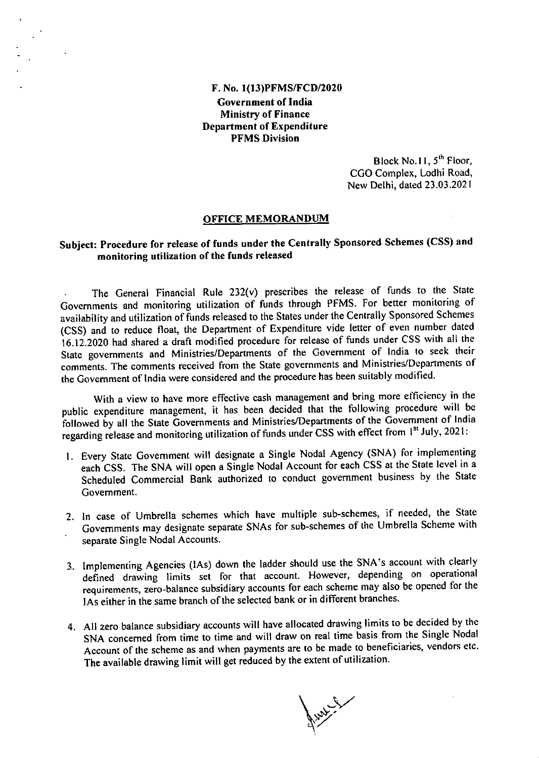**F. No. 1(13)PFMS/FCD/2020**
**Government of India**
**Ministry of Finance**
**Department of Expenditure**
**PFMS Division**

Block No.11, 5[th] Floor,
CGO Complex, Lodhi Road,
New Delhi, dated 23.03.2021

## OFFICE MEMORANDUM

**Subject: Procedure for release of funds under the Centrally Sponsored Schemes (CSS) and monitoring utilization of the funds released**

The General Financial Rule 232(v) prescribes the release of funds to the State Governments and monitoring utilization of funds through PFMS. For better monitoring of availability and utilization of funds released to the States under the Centrally Sponsored Schemes (CSS) and to reduce float, the Department of Expenditure vide letter of even number dated 16.12.2020 had shared a draft modified procedure for release of funds under CSS with all the State governments and Ministries/Departments of the Government of India to seek their comments. The comments received from the State governments and Ministries/Departments of the Government of India were considered and the procedure has been suitably modified.

With a view to have more effective cash management and bring more efficiency in the public expenditure management, it has been decided that the following procedure will be followed by all the State Governments and Ministries/Departments of the Government of India regarding release and monitoring utilization of funds under CSS with effect from 1[st] July, 2021:

1. Every State Government will designate a Single Nodal Agency (SNA) for implementing each CSS. The SNA will open a Single Nodal Account for each CSS at the State level in a Scheduled Commercial Bank authorized to conduct government business by the State Government.

2. In case of Umbrella schemes which have multiple sub-schemes, if needed, the State Governments may designate separate SNAs for sub-schemes of the Umbrella Scheme with separate Single Nodal Accounts.

3. Implementing Agencies (IAs) down the ladder should use the SNA's account with clearly defined drawing limits set for that account. However, depending on operational requirements, zero-balance subsidiary accounts for each scheme may also be opened for the IAs either in the same branch of the selected bank or in different branches.

4. All zero balance subsidiary accounts will have allocated drawing limits to be decided by the SNA concerned from time to time and will draw on real time basis from the Single Nodal Account of the scheme as and when payments are to be made to beneficiaries, vendors etc. The available drawing limit will get reduced by the extent of utilization.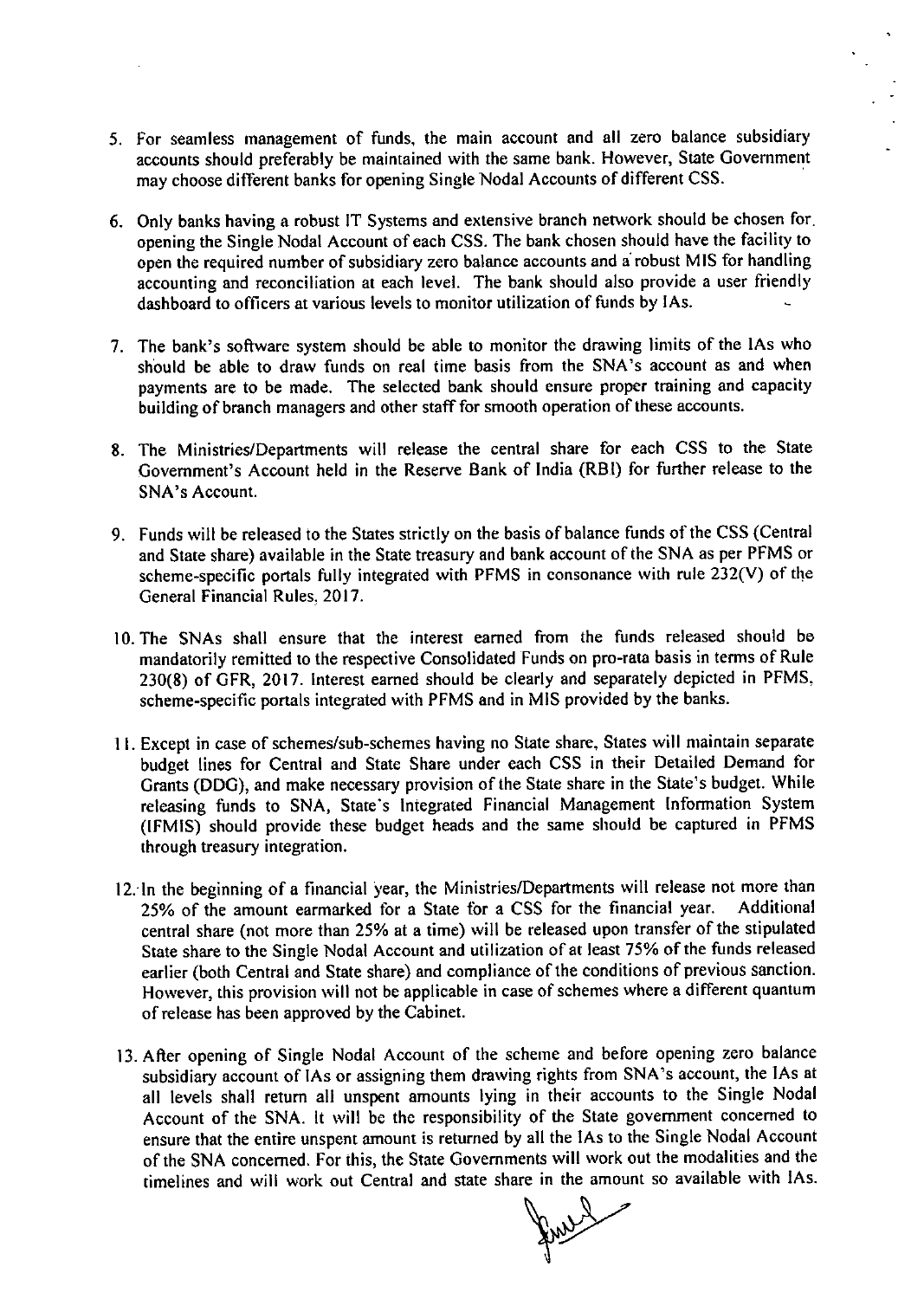5. For seamless management of funds, the main account and all zero balance subsidiary accounts should preferably be maintained with the same bank. However, State Government may choose different banks for opening Single Nodal Accounts of different CSS.

6. Only banks having a robust IT Systems and extensive branch network should be chosen for opening the Single Nodal Account of each CSS. The bank chosen should have the facility to open the required number of subsidiary zero balance accounts and a robust MIS for handling accounting and reconciliation at each level. The bank should also provide a user friendly dashboard to officers at various levels to monitor utilization of funds by IAs.

7. The bank's software system should be able to monitor the drawing limits of the IAs who should be able to draw funds on real time basis from the SNA's account as and when payments are to be made. The selected bank should ensure proper training and capacity building of branch managers and other staff for smooth operation of these accounts.

8. The Ministries/Departments will release the central share for each CSS to the State Government's Account held in the Reserve Bank of India (RBI) for further release to the SNA's Account.

9. Funds will be released to the States strictly on the basis of balance funds of the CSS (Central and State share) available in the State treasury and bank account of the SNA as per PFMS or scheme-specific portals fully integrated with PFMS in consonance with rule 232(V) of the General Financial Rules, 2017.

10. The SNAs shall ensure that the interest earned from the funds released should be mandatorily remitted to the respective Consolidated Funds on pro-rata basis in terms of Rule 230(8) of GFR, 2017. Interest earned should be clearly and separately depicted in PFMS, scheme-specific portals integrated with PFMS and in MIS provided by the banks.

11. Except in case of schemes/sub-schemes having no State share, States will maintain separate budget lines for Central and State Share under each CSS in their Detailed Demand for Grants (DDG), and make necessary provision of the State share in the State's budget. While releasing funds to SNA, State's Integrated Financial Management Information System (IFMIS) should provide these budget heads and the same should be captured in PFMS through treasury integration.

12. In the beginning of a financial year, the Ministries/Departments will release not more than 25% of the amount earmarked for a State for a CSS for the financial year. Additional central share (not more than 25% at a time) will be released upon transfer of the stipulated State share to the Single Nodal Account and utilization of at least 75% of the funds released earlier (both Central and State share) and compliance of the conditions of previous sanction. However, this provision will not be applicable in case of schemes where a different quantum of release has been approved by the Cabinet.

13. After opening of Single Nodal Account of the scheme and before opening zero balance subsidiary account of IAs or assigning them drawing rights from SNA's account, the IAs at all levels shall return all unspent amounts lying in their accounts to the Single Nodal Account of the SNA. It will be the responsibility of the State government concerned to ensure that the entire unspent amount is returned by all the IAs to the Single Nodal Account of the SNA concerned. For this, the State Governments will work out the modalities and the timelines and will work out Central and state share in the amount so available with IAs.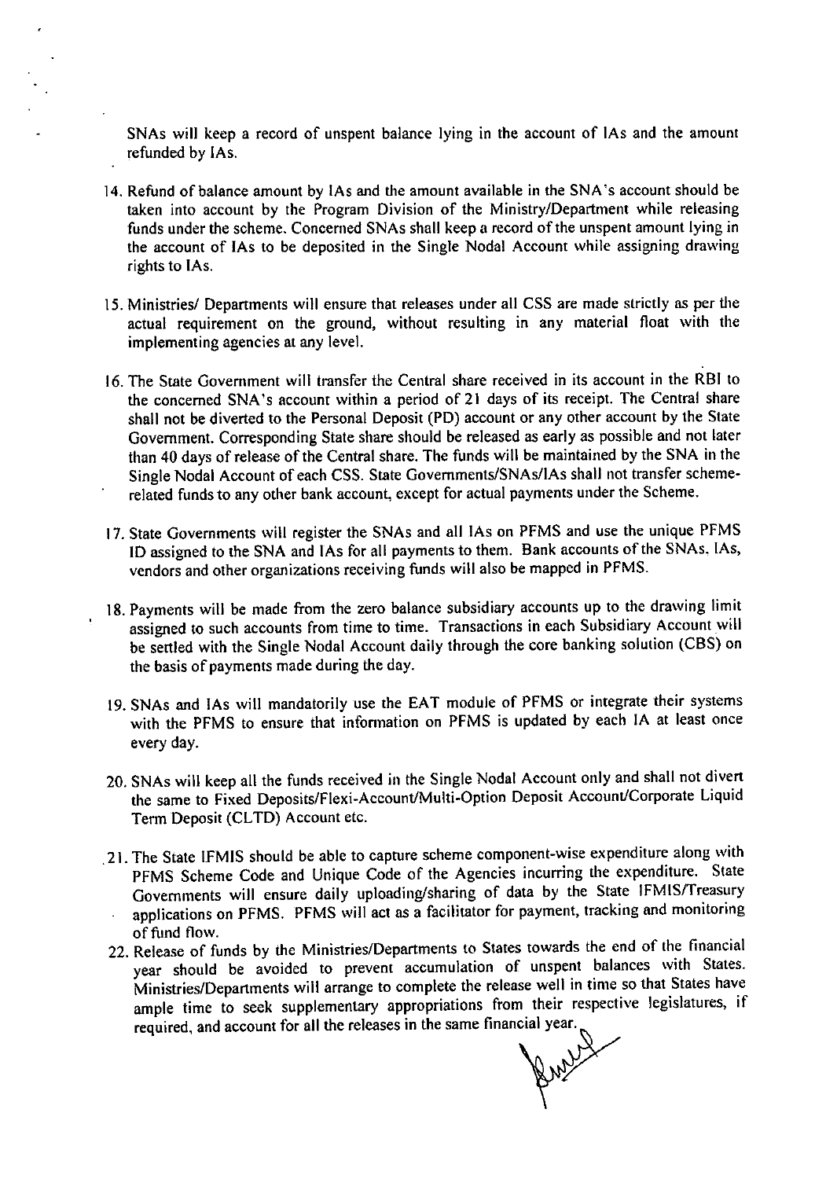SNAs will keep a record of unspent balance lying in the account of IAs and the amount refunded by IAs.

14. Refund of balance amount by IAs and the amount available in the SNA's account should be taken into account by the Program Division of the Ministry/Department while releasing funds under the scheme. Concerned SNAs shall keep a record of the unspent amount lying in the account of IAs to be deposited in the Single Nodal Account while assigning drawing rights to IAs.

15. Ministries/ Departments will ensure that releases under all CSS are made strictly as per the actual requirement on the ground, without resulting in any material float with the implementing agencies at any level.

16. The State Government will transfer the Central share received in its account in the RBI to the concerned SNA's account within a period of 21 days of its receipt. The Central share shall not be diverted to the Personal Deposit (PD) account or any other account by the State Government. Corresponding State share should be released as early as possible and not later than 40 days of release of the Central share. The funds will be maintained by the SNA in the Single Nodal Account of each CSS. State Governments/SNAs/IAs shall not transfer scheme-related funds to any other bank account, except for actual payments under the Scheme.

17. State Governments will register the SNAs and all IAs on PFMS and use the unique PFMS ID assigned to the SNA and IAs for all payments to them. Bank accounts of the SNAs, IAs, vendors and other organizations receiving funds will also be mapped in PFMS.

18. Payments will be made from the zero balance subsidiary accounts up to the drawing limit assigned to such accounts from time to time. Transactions in each Subsidiary Account will be settled with the Single Nodal Account daily through the core banking solution (CBS) on the basis of payments made during the day.

19. SNAs and IAs will mandatorily use the EAT module of PFMS or integrate their systems with the PFMS to ensure that information on PFMS is updated by each IA at least once every day.

20. SNAs will keep all the funds received in the Single Nodal Account only and shall not divert the same to Fixed Deposits/Flexi-Account/Multi-Option Deposit Account/Corporate Liquid Term Deposit (CLTD) Account etc.

21. The State IFMIS should be able to capture scheme component-wise expenditure along with PFMS Scheme Code and Unique Code of the Agencies incurring the expenditure. State Governments will ensure daily uploading/sharing of data by the State IFMIS/Treasury applications on PFMS. PFMS will act as a facilitator for payment, tracking and monitoring of fund flow.

22. Release of funds by the Ministries/Departments to States towards the end of the financial year should be avoided to prevent accumulation of unspent balances with States. Ministries/Departments will arrange to complete the release well in time so that States have ample time to seek supplementary appropriations from their respective legislatures, if required, and account for all the releases in the same financial year.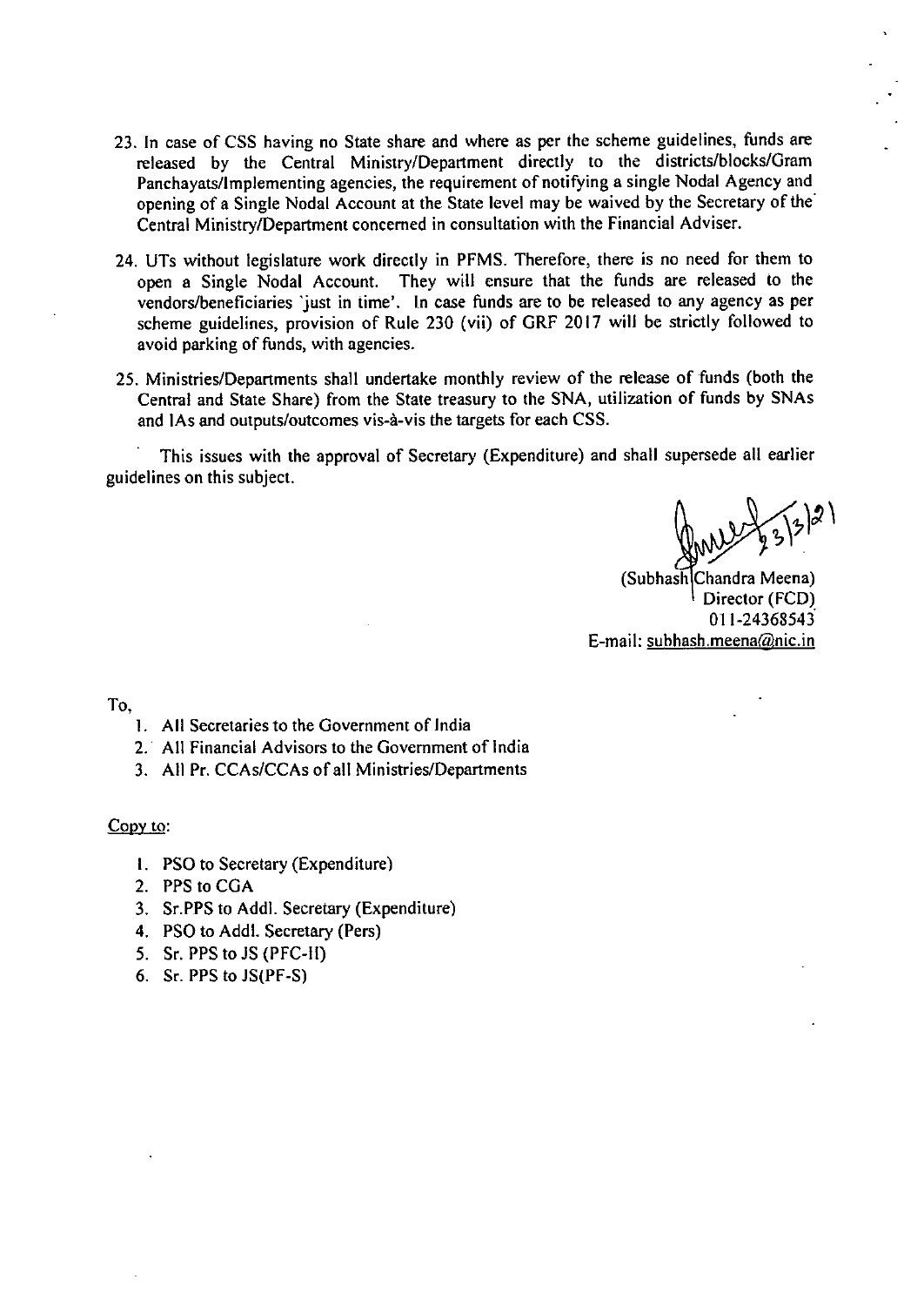23. In case of CSS having no State share and where as per the scheme guidelines, funds are released by the Central Ministry/Department directly to the districts/blocks/Gram Panchayats/Implementing agencies, the requirement of notifying a single Nodal Agency and opening of a Single Nodal Account at the State level may be waived by the Secretary of the Central Ministry/Department concerned in consultation with the Financial Adviser.

24. UTs without legislature work directly in PFMS. Therefore, there is no need for them to open a Single Nodal Account. They will ensure that the funds are released to the vendors/beneficiaries 'just in time'. In case funds are to be released to any agency as per scheme guidelines, provision of Rule 230 (vii) of GRF 2017 will be strictly followed to avoid parking of funds, with agencies.

25. Ministries/Departments shall undertake monthly review of the release of funds (both the Central and State Share) from the State treasury to the SNA, utilization of funds by SNAs and IAs and outputs/outcomes vis-à-vis the targets for each CSS.

This issues with the approval of Secretary (Expenditure) and shall supersede all earlier guidelines on this subject.

23/3/21

(Subhash Chandra Meena)
Director (FCD)
011-24368543
E-mail: subhash.meena@nic.in

To,

1. All Secretaries to the Government of India
2. All Financial Advisors to the Government of India
3. All Pr. CCAs/CCAs of all Ministries/Departments

Copy to:

1. PSO to Secretary (Expenditure)
2. PPS to CGA
3. Sr.PPS to Addl. Secretary (Expenditure)
4. PSO to Addl. Secretary (Pers)
5. Sr. PPS to JS (PFC-II)
6. Sr. PPS to JS(PF-S)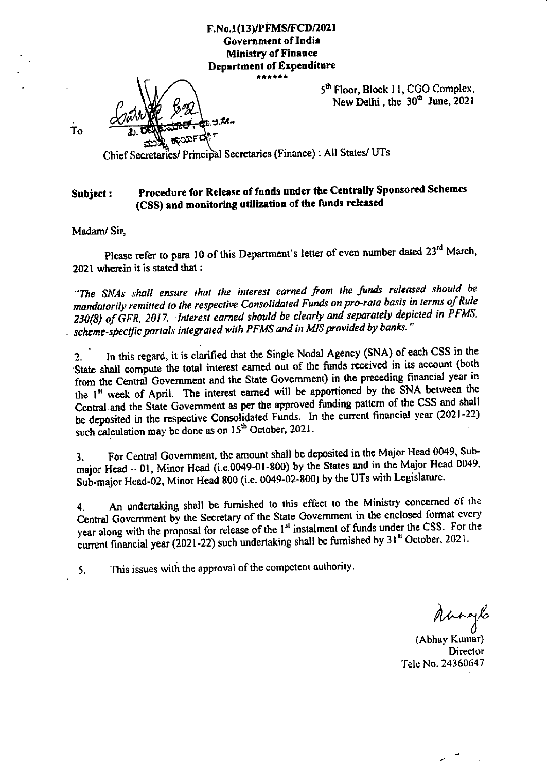**F.No.1(13)/PFMS/FCD/2021**
**Government of India**
**Ministry of Finance**
**Department of Expenditure**
\*\*\*\*\*\*

5[th] Floor, Block 11, CGO Complex,
New Delhi, the 30[th] June, 2021

To

Chief Secretaries/ Principal Secretaries (Finance) : All States/ UTs

**Subject : Procedure for Release of funds under the Centrally Sponsored Schemes (CSS) and monitoring utilization of the funds released**

Madam/ Sir,

Please refer to para 10 of this Department's letter of even number dated 23[rd] March, 2021 wherein it is stated that :

*"The SNAs shall ensure that the interest earned from the funds released should be mandatorily remitted to the respective Consolidated Funds on pro-rata basis in terms of Rule 230(8) of GFR, 2017. Interest earned should be clearly and separately depicted in PFMS, scheme-specific portals integrated with PFMS and in MIS provided by banks."*

2. In this regard, it is clarified that the Single Nodal Agency (SNA) of each CSS in the State shall compute the total interest earned out of the funds received in its account (both from the Central Government and the State Government) in the preceding financial year in the 1[st] week of April. The interest earned will be apportioned by the SNA between the Central and the State Government as per the approved funding pattern of the CSS and shall be deposited in the respective Consolidated Funds. In the current financial year (2021-22) such calculation may be done as on 15[th] October, 2021.

3. For Central Government, the amount shall be deposited in the Major Head 0049, Sub-major Head -- 01, Minor Head (i.e.0049-01-800) by the States and in the Major Head 0049, Sub-major Head-02, Minor Head 800 (i.e. 0049-02-800) by the UTs with Legislature.

4. An undertaking shall be furnished to this effect to the Ministry concerned of the Central Government by the Secretary of the State Government in the enclosed format every year along with the proposal for release of the 1[st] instalment of funds under the CSS. For the current financial year (2021-22) such undertaking shall be furnished by 31[st] October, 2021.

5. This issues with the approval of the competent authority.

(Abhay Kumar)
Director
Tele No. 24360647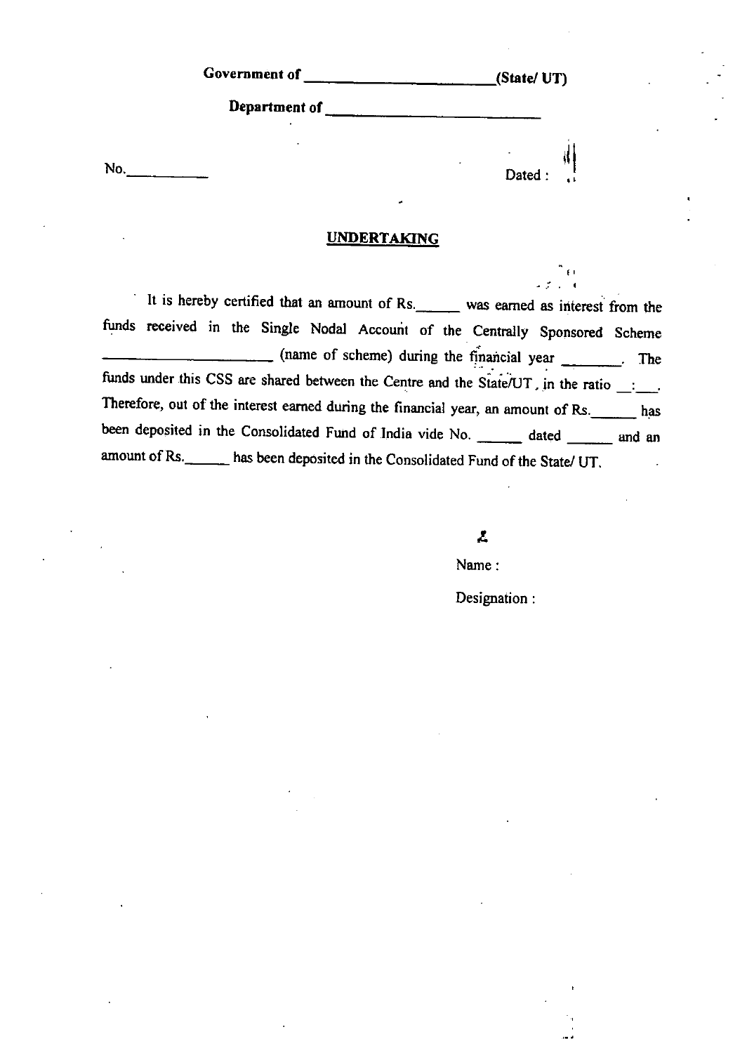**Government of \_\_\_\_\_\_\_\_\_\_\_\_\_\_\_\_\_\_\_\_\_\_\_\_(State/ UT)**

**Department of \_\_\_\_\_\_\_\_\_\_\_\_\_\_\_\_\_\_\_\_\_\_\_\_\_\_\_\_**

No.\_\_\_\_\_\_\_\_\_\_ Dated :

## UNDERTAKING

It is hereby certified that an amount of Rs.\_\_\_\_\_\_ was earned as interest from the funds received in the Single Nodal Account of the Centrally Sponsored Scheme \_\_\_\_\_\_\_\_\_\_\_\_\_\_\_\_\_\_\_\_\_\_ (name of scheme) during the financial year \_\_\_\_\_\_\_\_. The funds under this CSS are shared between the Centre and the State/UT, in the ratio \_\_:\_\_\_. Therefore, out of the interest earned during the financial year, an amount of Rs.\_\_\_\_\_\_ has been deposited in the Consolidated Fund of India vide No. \_\_\_\_\_\_ dated \_\_\_\_\_\_ and an amount of Rs.\_\_\_\_\_\_ has been deposited in the Consolidated Fund of the State/ UT.

Name :

Designation :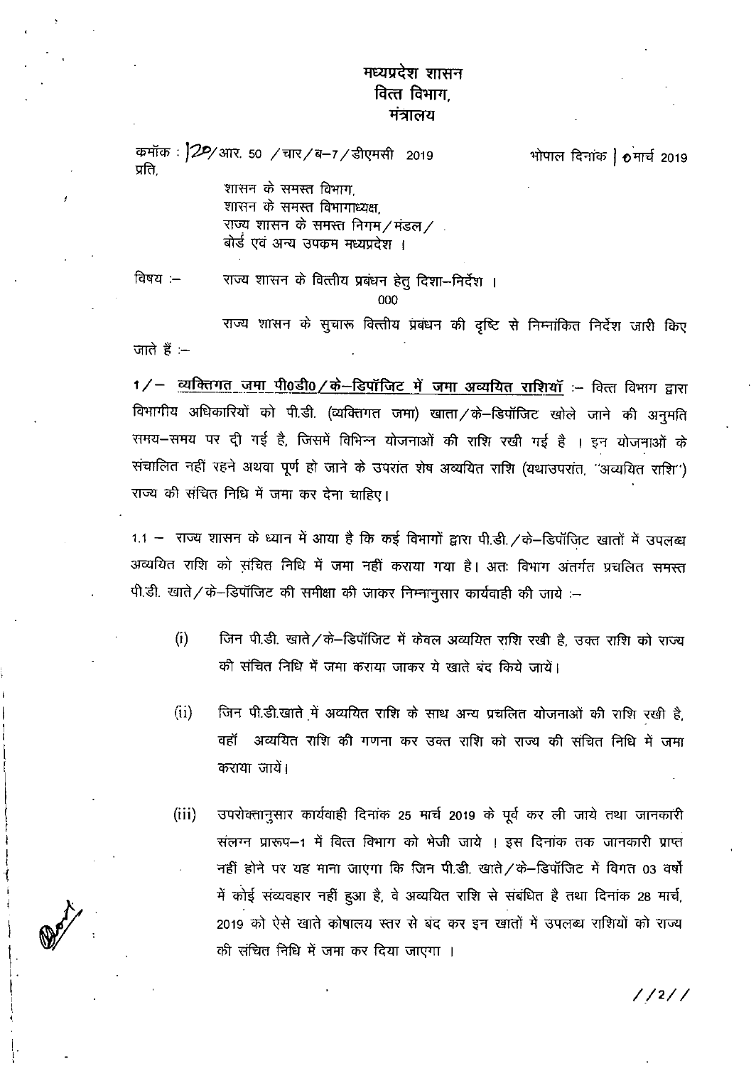मध्यप्रदेश शासन
वित्त विभाग,
मंत्रालय

कमांक : 120/आर. 50 /चार/ब–7/डीएमसी 2019 भोपाल दिनांक 10 मार्च 2019

प्रति,

शासन के समस्त विभाग,
शासन के समस्त विभागाध्यक्ष,
राज्य शासन के समस्त निगम/मंडल/
बोर्ड एवं अन्य उपकम मध्यप्रदेश ।

विषय :– राज्य शासन के वित्तीय प्रबंधन हेतु दिशा–निर्देश ।

000

राज्य शासन के सुचारू वित्तीय प्रबंधन की दृष्टि से निम्नांकित निर्देश जारी किए जाते हैं :–

**1/– <u>व्यक्तिगत जमा पी0डी0/के–डिपॉजिट में जमा अव्ययित राशियॉ</u>** :– वित्त विभाग द्वारा विभागीय अधिकारियों को पी.डी. (व्यक्तिगत जमा) खाता/के–डिपॉजिट खोले जाने की अनुमति समय–समय पर दी गई है, जिसमें विभिन्न योजनाओं की राशि रखी गई है । इन योजनाओं के संचालित नहीं रहने अथवा पूर्ण हो जाने के उपरांत शेष अव्ययित राशि (यथाउपरांत, "अव्ययित राशि") राज्य की संचित निधि में जमा कर देना चाहिए।

1.1 – राज्य शासन के ध्यान में आया है कि कई विभागों द्वारा पी.डी./के–डिपॉजिट खातों में उपलब्ध अव्ययित राशि को संचित निधि में जमा नहीं कराया गया है। अतः विभाग अंतर्गत प्रचलित समस्त पी.डी. खाते/के–डिपॉजिट की समीक्षा की जाकर निम्नानुसार कार्यवाही की जाये :–

(i) जिन पी.डी. खाते/के–डिपॉजिट में केवल अव्ययित राशि रखी है, उक्त राशि को राज्य की संचित निधि में जमा कराया जाकर ये खाते बंद किये जायें।

(ii) जिन पी.डी.खाते में अव्ययित राशि के साथ अन्य प्रचलित योजनाओं की राशि रखी है, वहाँ अव्ययित राशि की गणना कर उक्त राशि को राज्य की संचित निधि में जमा कराया जायें।

(iii) उपरोक्तानुसार कार्यवाही दिनांक 25 मार्च 2019 के पूर्व कर ली जाये तथा जानकारी संलग्न प्रारूप–1 में वित्त विभाग को भेजी जाये । इस दिनांक तक जानकारी प्राप्त नहीं होने पर यह माना जाएगा कि जिन पी.डी. खाते/के–डिपॉजिट में विगत 03 वर्षो में कोई संव्यवहार नहीं हुआ है, वे अव्ययित राशि से संबंधित है तथा दिनांक 28 मार्च, 2019 को ऐसे खाते कोषालय स्तर से बंद कर इन खातों में उपलब्ध राशियों को राज्य की संचित निधि में जमा कर दिया जाएगा ।

//2//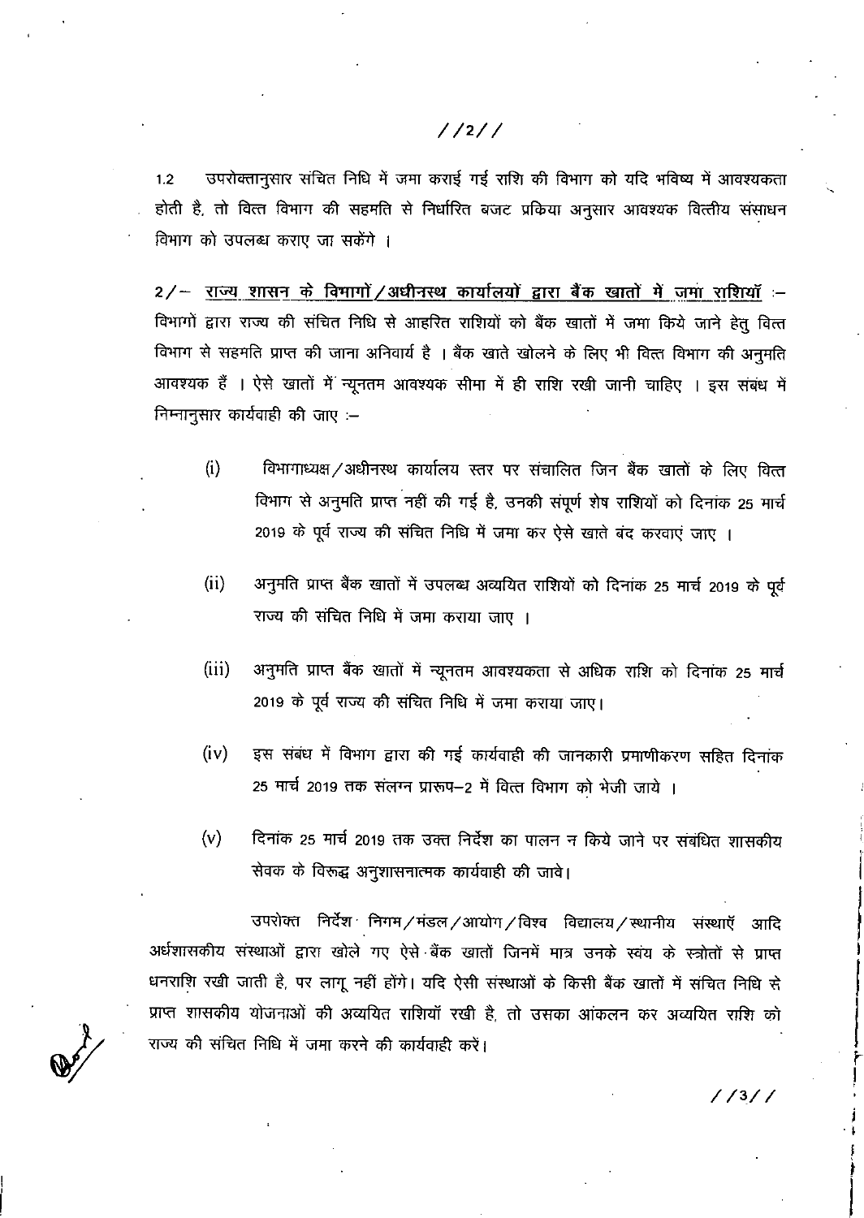1.2 उपरोक्तानुसार संचित निधि में जमा कराई गई राशि की विभाग को यदि भविष्य में आवश्यकता होती है, तो वित्त विभाग की सहमति से निर्धारित बजट प्रकिया अनुसार आवश्यक वित्तीय संसाधन विभाग को उपलब्ध कराए जा सकेंगे ।

2/– **<u>राज्य शासन के विभागों/अधीनस्थ कार्यालयों द्वारा बैंक खातों में जमा राशियाँ</u>** :– विभागों द्वारा राज्य की संचित निधि से आहरित राशियों को बैंक खातों में जमा किये जाने हेतु वित्त विभाग से सहमति प्राप्त की जाना अनिवार्य है । बैंक खाते खोलने के लिए भी वित्त विभाग की अनुमति आवश्यक हैं । ऐसे खातों में न्यूनतम आवश्यक सीमा में ही राशि रखी जानी चाहिए । इस संबंध में निम्नानुसार कार्यवाही की जाए :–

(i) विभागाध्यक्ष/अधीनस्थ कार्यालय स्तर पर संचालित जिन बैंक खातों के लिए वित्त विभाग से अनुमति प्राप्त नहीं की गई है, उनकी संपूर्ण शेष राशियों को दिनांक 25 मार्च 2019 के पूर्व राज्य की संचित निधि में जमा कर ऐसे खाते बंद करवाएं जाए ।

(ii) अनुमति प्राप्त बैंक खातों में उपलब्ध अव्ययित राशियों को दिनांक 25 मार्च 2019 के पूर्व राज्य की संचित निधि में जमा कराया जाए ।

(iii) अनुमति प्राप्त बैंक खातों में न्यूनतम आवश्यकता से अधिक राशि को दिनांक 25 मार्च 2019 के पूर्व राज्य की संचित निधि में जमा कराया जाए।

(iv) इस संबंध में विभाग द्वारा की गई कार्यवाही की जानकारी प्रमाणीकरण सहित दिनांक 25 मार्च 2019 तक संलग्न प्रारूप–2 में वित्त विभाग को भेजी जाये ।

(v) दिनांक 25 मार्च 2019 तक उक्त निर्देश का पालन न किये जाने पर संबंधित शासकीय सेवक के विरूद्ध अनुशासनात्मक कार्यवाही की जावे।

उपरोक्त निर्देश निगम/मंडल/आयोग/विश्व विद्यालय/स्थानीय संस्थाएँ आदि अर्धशासकीय संस्थाओं द्वारा खोले गए ऐसे बैंक खातों जिनमें मात्र उनके स्वंय के स्त्रोतों से प्राप्त धनराशि रखी जाती है, पर लागू नहीं होंगे। यदि ऐसी संस्थाओं के किसी बैंक खातों में संचित निधि से प्राप्त शासकीय योजनाओं की अव्ययित राशियाँ रखी है, तो उसका आंकलन कर अव्ययित राशि को राज्य की संचित निधि में जमा करने की कार्यवाही करें।

//3//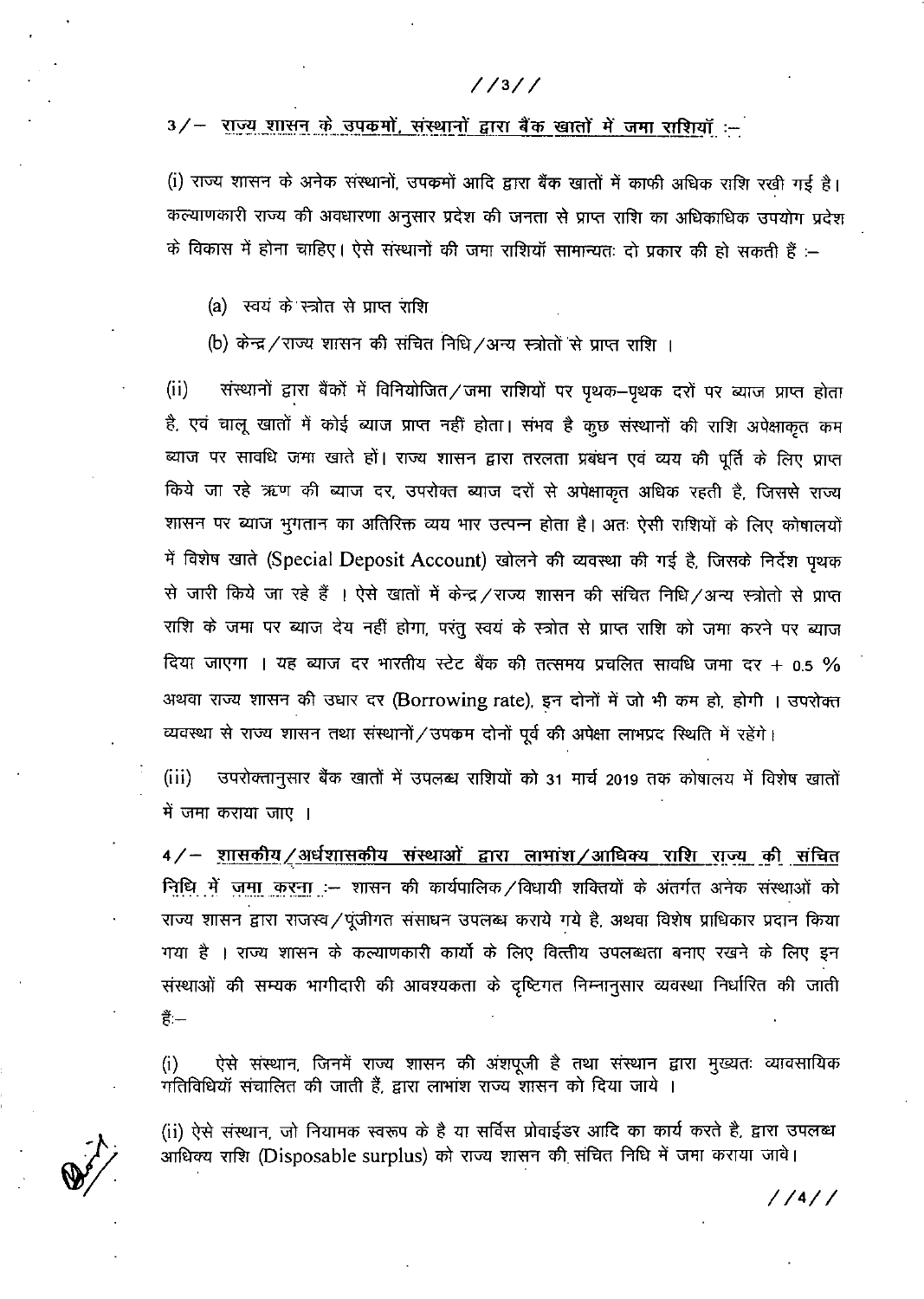**3/– राज्य शासन के उपकमों, संस्थानों द्वारा बैंक खातों में जमा राशियॉं :–**

(i) राज्य शासन के अनेक संस्थानों, उपकमों आदि द्वारा बैंक खातों में काफी अधिक राशि रखी गई है। कल्याणकारी राज्य की अवधारणा अनुसार प्रदेश की जनता से प्राप्त राशि का अधिकाधिक उपयोग प्रदेश के विकास में होना चाहिए। ऐसे संस्थानों की जमा राशियॉं सामान्यतः दो प्रकार की हो सकती हैं :–

(a) स्वयं के स्त्रोत से प्राप्त राशि

(b) केन्द्र/राज्य शासन की संचित निधि/अन्य स्त्रोतों से प्राप्त राशि ।

(ii) संस्थानों द्वारा बैंकों में विनियोजित/जमा राशियों पर पृथक–पृथक दरों पर ब्याज प्राप्त होता है, एवं चालू खातों में कोई ब्याज प्राप्त नहीं होता। संभव है कुछ संस्थानों की राशि अपेक्षाकृत कम ब्याज पर सावधि जमा खाते हों। राज्य शासन द्वारा तरलता प्रबंधन एवं व्यय की पूर्ति के लिए प्राप्त किये जा रहे ऋण की ब्याज दर, उपरोक्त ब्याज दरों से अपेक्षाकृत अधिक रहती है, जिससे राज्य शासन पर ब्याज भुगतान का अतिरिक्त व्यय भार उत्पन्न होता है। अतः ऐसी राशियों के लिए कोषालयों में विशेष खाते (Special Deposit Account) खोलने की व्यवस्था की गई है, जिसके निर्देश पृथक से जारी किये जा रहे हैं । ऐसे खातों में केन्द्र/राज्य शासन की संचित निधि/अन्य स्त्रोतो से प्राप्त राशि के जमा पर ब्याज देय नहीं होगा, परंतु स्वयं के स्त्रोत से प्राप्त राशि को जमा करने पर ब्याज दिया जाएगा । यह ब्याज दर भारतीय स्टेट बैंक की तत्समय प्रचलित सावधि जमा दर + 0.5 % अथवा राज्य शासन की उधार दर (Borrowing rate), इन दोनों में जो भी कम हो, होगी । उपरोक्त व्यवस्था से राज्य शासन तथा संस्थानों/उपकम दोनों पूर्व की अपेक्षा लाभप्रद स्थिति में रहेंगे।

(iii) उपरोक्तानुसार बैंक खातों में उपलब्ध राशियों को 31 मार्च 2019 तक कोषालय में विशेष खातों में जमा कराया जाए ।

**4/– शासकीय/अर्धशासकीय संस्थाओं द्वारा लाभांश/आधिक्य राशि राज्य की संचित निधि में जमा करना :–** शासन की कार्यपालिक/विधायी शक्तियों के अंतर्गत अनेक संस्थाओं को राज्य शासन द्वारा राजस्व/पूंजीगत संसाधन उपलब्ध कराये गये है, अथवा विशेष प्राधिकार प्रदान किया गया है । राज्य शासन के कल्याणकारी कार्यो के लिए वित्तीय उपलब्धता बनाए रखने के लिए इन संस्थाओं की सम्यक भागीदारी की आवश्यकता के दृष्टिगत निम्नानुसार व्यवस्था निर्धारित की जाती हैः–

(i) ऐसे संस्थान, जिनमें राज्य शासन की अंशपूजी है तथा संस्थान द्वारा मुख्यतः व्यावसायिक गतिविधियॉं संचालित की जाती हैं, द्वारा लाभांश राज्य शासन को दिया जाये ।

(ii) ऐसे संस्थान, जो नियामक स्वरूप के है या सर्विस प्रोवाईडर आदि का कार्य करते है, द्वारा उपलब्ध आधिक्य राशि (Disposable surplus) को राज्य शासन की संचित निधि में जमा कराया जावे।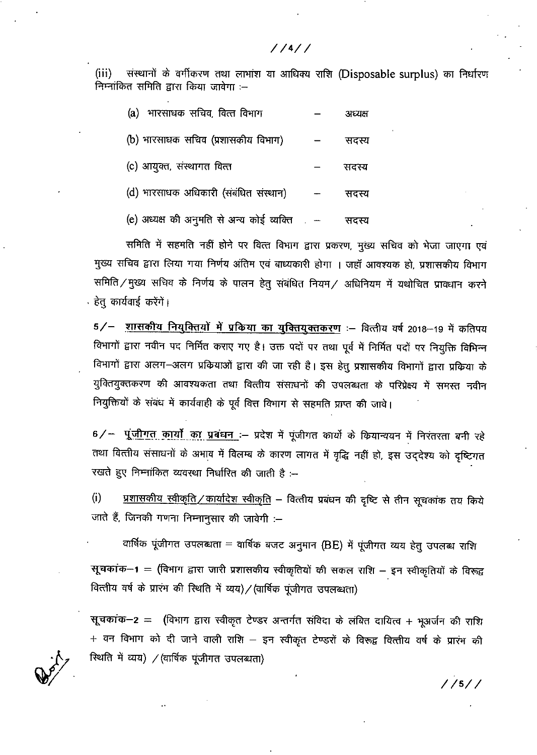(iii) संस्थानों के वर्गीकरण तथा लाभांश या आधिक्य राशि (Disposable surplus) का निर्धारण निम्नांकित समिति द्वारा किया जावेगा :–

| | | |
|---|---|---|
| (a) भारसाधक सचिव, वित्त विभाग | – | अध्यक्ष |
| (b) भारसाधक सचिव (प्रशासकीय विभाग) | – | सदस्य |
| (c) आयुक्त, संस्थागत वित्त | – | सदस्य |
| (d) भारसाधक अधिकारी (संबंधित संस्थान) | – | सदस्य |
| (e) अध्यक्ष की अनुमति से अन्य कोई व्यक्ति | – | सदस्य |

समिति में सहमति नहीं होने पर वित्त विभाग द्वारा प्रकरण, मुख्य सचिव को भेजा जाएगा एवं मुख्य सचिव द्वारा लिया गया निर्णय अंतिम एवं बाध्यकारी होगा । जहाँ आवश्यक हो, प्रशासकीय विभाग समिति/मुख्य सचिव के निर्णय के पालन हेतु संबंधित नियम/ अधिनियम में यथोचित प्रावधान करने हेतु कार्यवाई करेंगें।

5/– <u>**शासकीय नियुक्तियों में प्रकिया का युक्तियुक्तकरण**</u> :– वित्तीय वर्ष 2018–19 में कतिपय विभागों द्वारा नवीन पद निर्मित कराए गए है। उक्त पदों पर तथा पूर्व में निर्मित पदों पर नियुक्ति विभिन्न विभागों द्वारा अलग–अलग प्रकियाओ द्वारा की जा रही है। इस हेतु प्रशासकीय विभागों द्वारा प्रकिया के युक्तियुक्तकरण की आवश्यकता तथा वित्तीय संसाधनों की उपलब्धता के परिप्रेक्ष्य में समस्त नवीन नियुक्तियों के संबंध में कार्यवाही के पूर्व वित्त विभाग से सहमति प्राप्त की जावे।

6/– <u>**पूंजीगत कार्यो का प्रबंधन**</u> :– प्रदेश में पूंजीगत कार्यो के कियान्वयन में निरंतरता बनी रहे तथा वित्तीय संसाधनों के अभाव में विलम्ब के कारण लागत में वृद्धि नहीं हो, इस उद्देश्य को दृष्टिगत रखते हुए निम्नांकित व्यवस्था निर्धारित की जाती है :–

(i) <u>प्रशासकीय स्वीकृति/कार्यादेश स्वीकृति</u> – वित्तीय प्रबंधन की दृष्टि से तीन सूचकांक तय किये जाते हैं, जिनकी गणना निम्नानुसार की जावेगी :–

वार्षिक पूंजीगत उपलब्धता = वार्षिक बजट अनुमान (BE) में पूंजीगत व्यय हेतु उपलब्ध राशि

**सूचकांक–1** = (विभाग द्वारा जारी प्रशासकीय स्वीकृतियों की सकल राशि – इन स्वीकृतियों के विरूद्व वित्तीय वर्ष के प्रारंभ की स्थिति में व्यय)/(वार्षिक पूंजीगत उपलब्धता)

**सूचकांक–2** = (विभाग द्वारा स्वीकृत टेण्डर अन्तर्गत संविदा के लंबित दायित्व + भूअर्जन की राशि + वन विभाग को दी जाने वाली राशि – इन स्वीकृत टेण्डरों के विरूद्व वित्तीय वर्ष के प्रारंभ की स्थिति में व्यय) /(वार्षिक पूंजीगत उपलब्धता)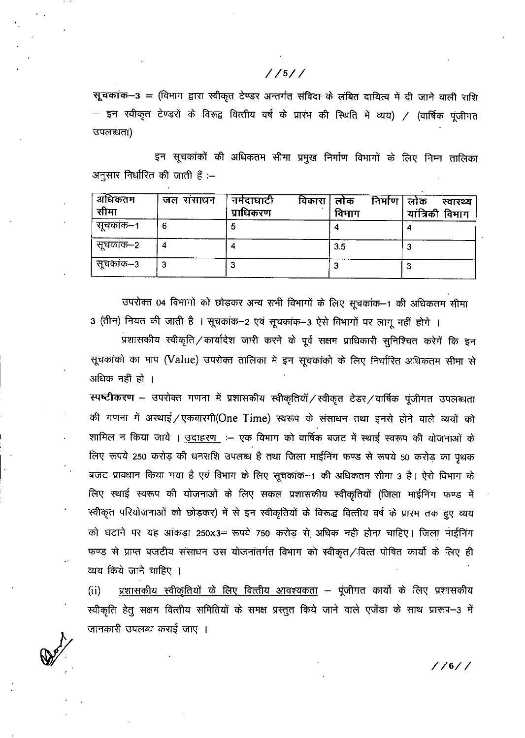**सूचकांक–3** = (विभाग द्वारा स्वीकृत टेण्डर अन्तर्गत संविदा के लंबित दायित्व में दी जाने वाली राशि – इन स्वीकृत टेण्डरों के विरूद्व वित्तीय वर्ष के प्रारंभ की स्थिति में व्यय) / (वार्षिक पूंजीगत उपलब्धता)

इन सूचकांकों की अधिकतम सीमा प्रमुख निर्माण विभागों के लिए निम्न तालिका अनुसार निर्धारित की जाती हैं :–

| अधिकतम सीमा | जल संसाधन | नर्मदाघाटी विकास प्राधिकरण | लोक निर्माण विभाग | लोक स्वास्थ्य यांत्रिकी विभाग |
|---|---|---|---|---|
| सूचकांक–1 | 6 | 5 | 4 | 4 |
| सूचकांक–2 | 4 | 4 | 3.5 | 3 |
| सूचकांक–3 | 3 | 3 | 3 | 3 |

उपरोक्त 04 विभागों को छोड़कर अन्य सभी विभागों के लिए सूचकांक–1 की अधिकतम सीमा 3 (तीन) नियत की जाती है । सूचकांक–2 एवं सूचकांक–3 ऐसे विभागों पर लागू नहीं होंगे ।

प्रशासकीय स्वीकृति/कार्यादेश जारी करने के पूर्व सक्षम प्राधिकारी सुनिश्चित करेगें कि इन सूचकांको का माप (Value) उपरोक्त तालिका में इन सूचकांको के लिए निर्धारित अधिकतम सीमा से अधिक नहीं हो ।

**स्पष्टीकरण** – उपरोक्त गणना में प्रशासकीय स्वीकृतियॉ/स्वीकृत टेडर/वार्षिक पूंजीगत उपलब्धता की गणना में अस्थाई/एकबारगी(One Time) स्वरूप के संसाधन तथा इनसे होने वाले व्ययों को शामिल न किया जाये । उदाहरण :– एक विभाग को वार्षिक बजट में स्थाई स्वरूप की योजनाओं के लिए रूपये 250 करोड़ की धनराशि उपलब्ध है तथा जिला माईनिंग फण्ड से रूपये 50 करोड़ का पृथक बजट प्रावधान किया गया है एवं विभाग के लिए सूचकांक–1 की अधिकतम सीमा 3 है। ऐसे विभाग के लिए स्थाई स्वरूप की योजनाओं के लिए सकल प्रशासकीय स्वीकृतियों (जिला माईनिंग फण्ड में स्वीकृत परियोजनाओं को छोड़कर) में से इन स्वीकृतियों के विरूद्ध वित्तीय वर्ष के प्रारंभ तक हुए व्यय को घटाने पर यह आंकड़ा 250x3= रूपये 750 करोड़ से अधिक नही होना चाहिए। जिला माईनिंग फण्ड से प्राप्त बजटीय संसाधन उस योजनांतर्गत विभाग को स्वीकृत/वित्त पोषित कार्यो के लिए ही व्यय किये जाने चाहिए ।

(ii) प्रशासकीय स्वीकृतियों के लिए वित्तीय आवश्यकता – पूंजीगत कार्यो के लिए प्रशासकीय स्वीकृति हेतु सक्षम वित्तीय समितियों के समक्ष प्रस्तुत किये जाने वाले एजेंडा के साथ प्रारूप–3 में जानकारी उपलब्ध कराई जाए ।

//6//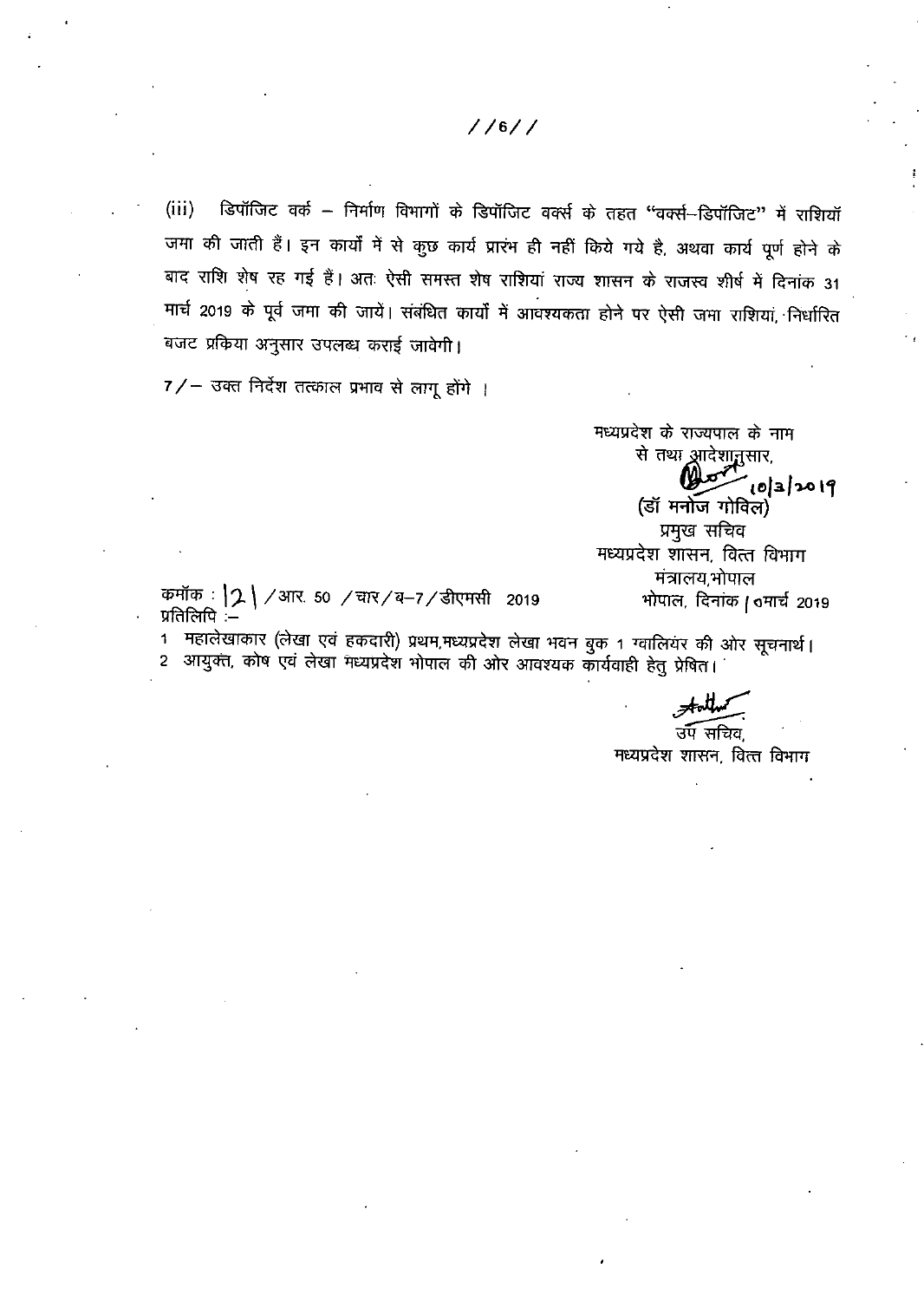(iii) डिपॉजिट वर्क – निर्माण विभागों के डिपॉजिट वर्क्स के तहत "वर्क्स–डिपॉजिट" में राशियाँ जमा की जाती हैं। इन कार्यों में से कुछ कार्य प्रारंभ ही नहीं किये गये है, अथवा कार्य पूर्ण होने के बाद राशि शेष रह गई हैं। अतः ऐसी समस्त शेष राशियां राज्य शासन के राजस्व शीर्ष में दिनांक 31 मार्च 2019 के पूर्व जमा की जायें। संबंधित कार्यों में आवश्यकता होने पर ऐसी जमा राशियां, निर्धारित बजट प्रक्रिया अनुसार उपलब्ध कराई जावेगी।

7/– उक्त निर्देश तत्काल प्रभाव से लागू होंगे ।

मध्यप्रदेश के राज्यपाल के नाम
से तथा आदेशानुसार,
10/3/2019
(डॉ मनोज गोविल)
प्रमुख सचिव
मध्यप्रदेश शासन, वित्त विभाग
मंत्रालय,भोपाल

क्रमांक : 121 /आर. 50 /चार/ब–7/डीएमसी 2019
भोपाल, दिनांक 10 मार्च 2019

प्रतिलिपि :–

1 महालेखाकार (लेखा एवं हकदारी) प्रथम,मध्यप्रदेश लेखा भवन बुक 1 ग्वालियर की ओर सूचनार्थ।
2 आयुक्त, कोष एवं लेखा मध्यप्रदेश भोपाल की ओर आवश्यक कार्यवाही हेतु प्रेषित।

उप सचिव,
मध्यप्रदेश शासन, वित्त विभाग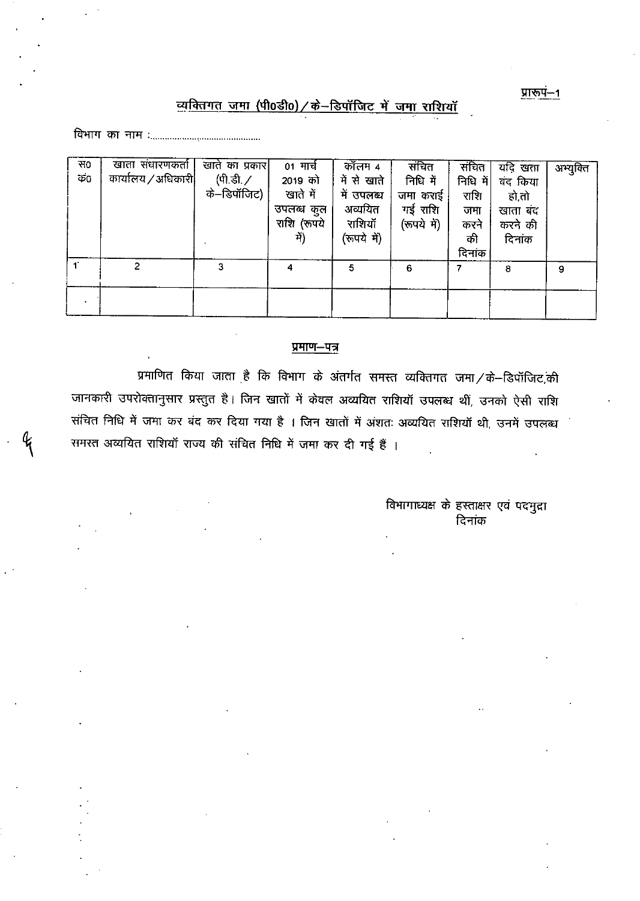प्रारूप–1

## व्यक्तिगत जमा (पी0डी0)/के–डिपॉजिट में जमा राशियॉ

विभाग का नाम :.............................................

| स0 क्र0 | खाता संधारणकर्ता कार्यालय/अधिकारी | खाते का प्रकार (पी.डी./ के–डिपॉजिट) | 01 मार्च 2019 को खाते में उपलब्ध कुल राशि (रूपये में) | कॉलम 4 में से खाते में उपलब्ध अव्ययित राशियॉ (रूपये में) | संचित निधि में जमा कराई गई राशि (रूपये में) | संचित निधि में राशि जमा करने की दिनांक | यदि खाता बंद किया हो,तो खाता बंद करने की दिनांक | अभ्युक्ति |
|---|---|---|---|---|---|---|---|---|
| 1 | 2 | 3 | 4 | 5 | 6 | 7 | 8 | 9 |
| | | | | | | | | |

### प्रमाण–पत्र

प्रमाणित किया जाता है कि विभाग के अंतर्गत समस्त व्यक्तिगत जमा/के–डिपॉजिट की जानकारी उपरोक्तानुसार प्रस्तुत है। जिन खातों में केवल अव्ययित राशियॉ उपलब्ध थीं, उनको ऐसी राशि संचित निधि में जमा कर बंद कर दिया गया है । जिन खातों में अंशतः अव्ययित राशियॉ थी, उनमें उपलब्ध समस्त अव्ययित राशियॉ राज्य की संचित निधि में जमा कर दी गई हैं ।

विभागाध्यक्ष के हस्ताक्षर एवं पदमुद्रा
दिनांक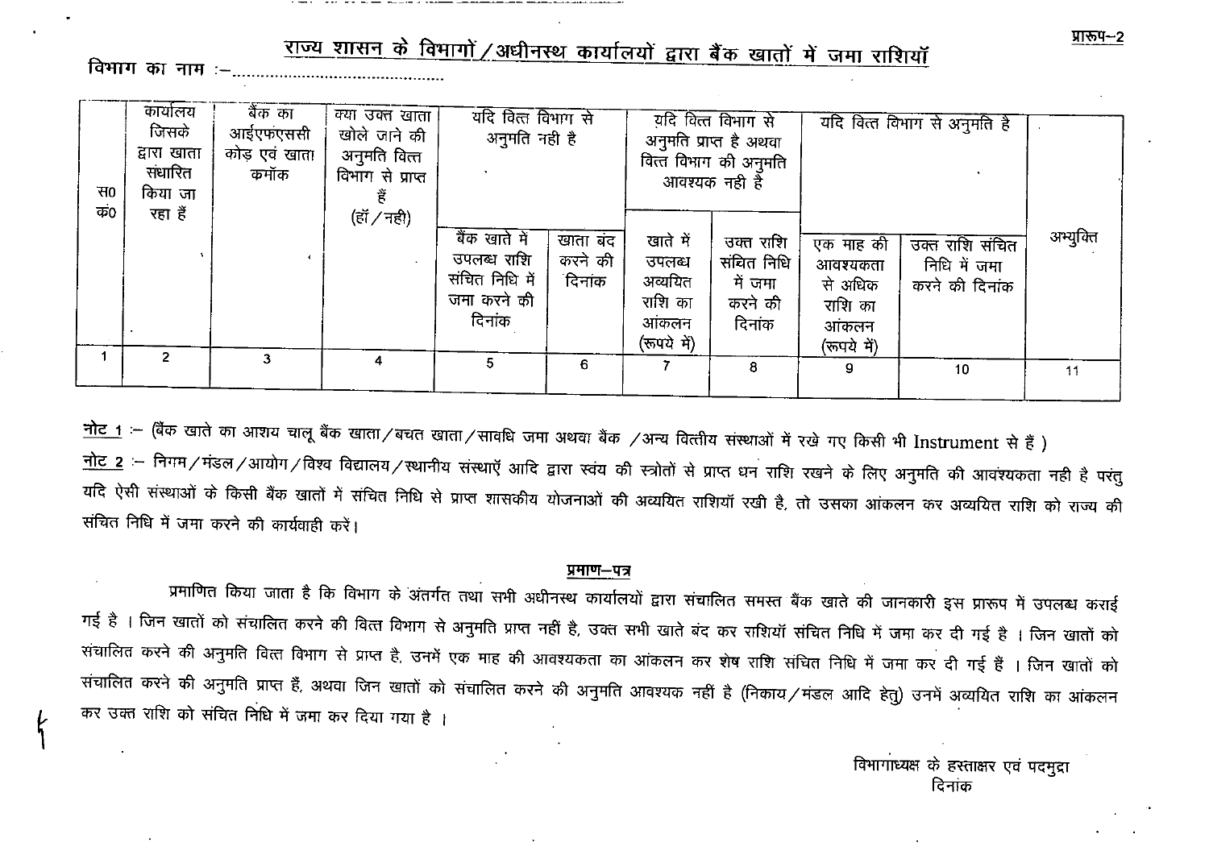प्रारूप–2

## राज्य शासन के विभागों/अधीनस्थ कार्यालयों द्वारा बैंक खातों में जमा राशियॉं

विभाग का नाम :–............................................

| स0 क0 | कार्यालय जिसके द्वारा खाता संधारित किया जा रहा हैं | बैंक का आईएफएससी कोड़ एवं खाता कमॉंक | क्या उक्त खाता खोले जाने की अनुमति वित्त विभाग से प्राप्त हैं (हॉं/नही) | यदि वित्त विभाग से अनुमति नही है | | यदि वित्त विभाग से अनुमति प्राप्त है अथवा वित्त विभाग की अनुमति आवश्यक नही है | | यदि वित्त विभाग से अनुमति है | | अभ्युक्ति |
|---|---|---|---|---|---|---|---|---|---|---|
| | | | | बैंक खाते में उपलब्ध राशि संचित निधि में जमा करने की दिनांक | खाता बंद करने की दिनांक | खाते में उपलब्ध अव्ययित राशि का आंकलन (रूपये में) | उक्त राशि संचित निधि में जमा करने की दिनांक | एक माह की आवश्यकता से अधिक राशि का आंकलन (रूपये में) | उक्त राशि संचित निधि में जमा करने की दिनांक | |
| 1 | 2 | 3 | 4 | 5 | 6 | 7 | 8 | 9 | 10 | 11 |

**नोट 1** :– (बैंक खाते का आशय चालू बैंक खाता/बचत खाता/सावधि जमा अथवा बैंक /अन्य वित्तीय संस्थाओं में रखे गए किसी भी Instrument से हैं )

**नोट 2** :– निगम/मंडल/आयोग/विश्व विद्यालय/स्थानीय संस्थाऍं आदि द्वारा स्वंय की स्त्रोतों से प्राप्त धन राशि रखने के लिए अनुमति की आवश्यकता नही है परंतु यदि ऐसी संस्थाओं के किसी बैंक खातों में संचित निधि से प्राप्त शासकीय योजनाओं की अव्ययित राशियॉं रखी है, तो उसका आंकलन कर अव्ययित राशि को राज्य की संचित निधि में जमा करने की कार्यवाही करें।

### प्रमाण–पत्र

प्रमाणित किया जाता है कि विभाग के अंतर्गत तथा सभी अधीनस्थ कार्यालयों द्वारा संचालित समस्त बैंक खाते की जानकारी इस प्रारूप में उपलब्ध कराई गई है । जिन खातों को संचालित करने की वित्त विभाग से अनुमति प्राप्त नहीं है, उक्त सभी खाते बंद कर राशियॉं संचित निधि में जमा कर दी गई है । जिन खातों को संचालित करने की अनुमति वित्त विभाग से प्राप्त है, उनमें एक माह की आवश्यकता का आंकलन कर शेष राशि संचित निधि में जमा कर दी गई हैं । जिन खातों को संचालित करने की अनुमति प्राप्त हैं, अथवा जिन खातों को संचालित करने की अनुमति आवश्यक नहीं है (निकाय/मंडल आदि हेतु) उनमें अव्ययित राशि का आंकलन कर उक्त राशि को संचित निधि में जमा कर दिया गया है ।

विभागाध्यक्ष के हस्ताक्षर एवं पदमुद्रा

दिनांक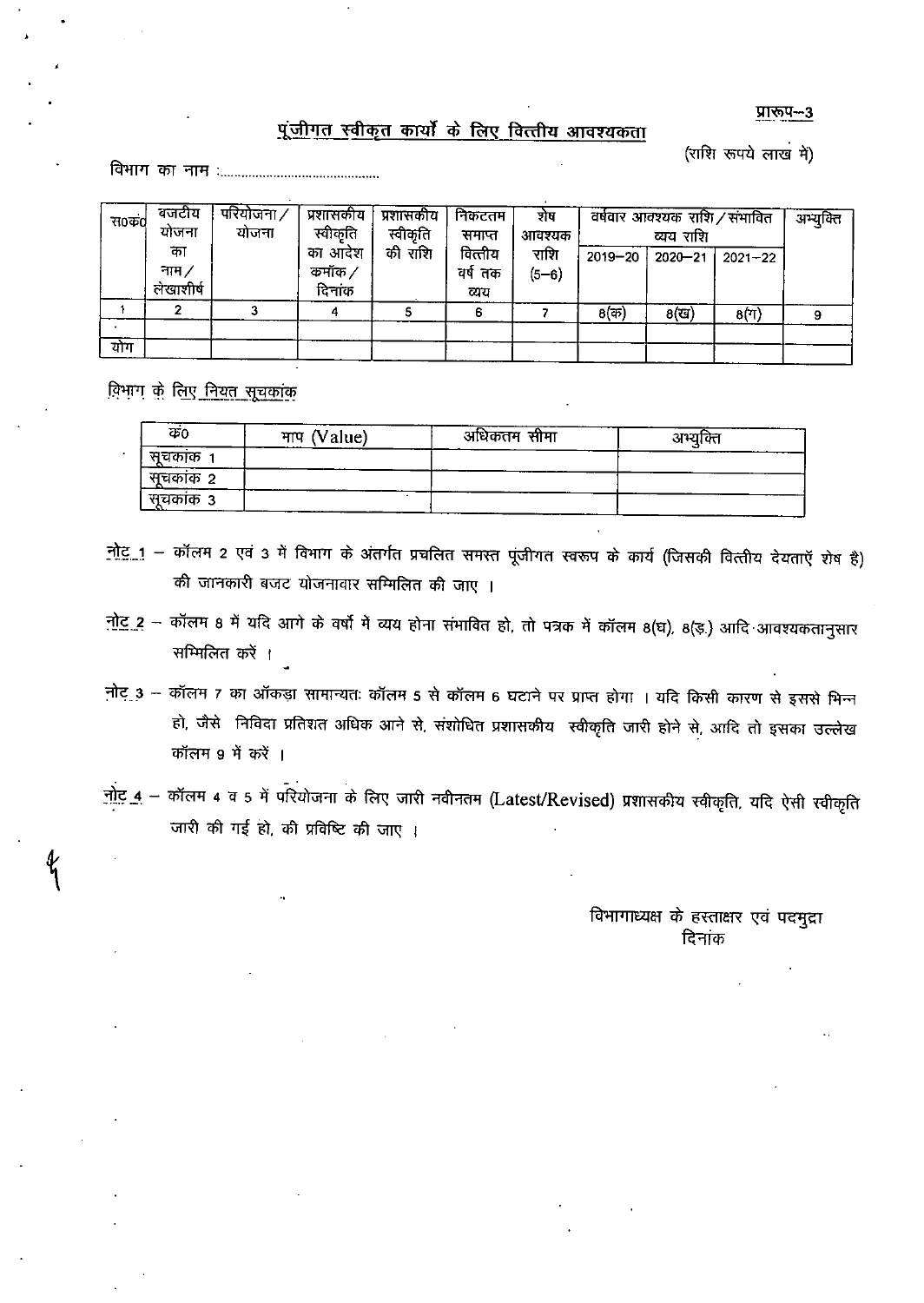प्रारूप–3

## पूंजीगत स्वीकृत कार्यों के लिए वित्तीय आवश्यकता

(राशि रूपये लाख में)

विभाग का नाम :...........................................

| स0क्र0 | बजटीय योजना का नाम / लेखाशीर्ष | परियोजना / योजना | प्रशासकीय स्वीकृति का आदेश कमॉक / दिनांक | प्रशासकीय स्वीकृति की राशि | निकटतम समाप्त वित्तीय वर्ष तक व्यय | शेष आवश्यक राशि (5–6) | वर्षवार आवश्यक राशि / संभावित व्यय राशि | | | अभ्युक्ति |
|---|---|---|---|---|---|---|---|---|---|---|
| | | | | | | | 2019–20 | 2020–21 | 2021–22 | |
| 1 | 2 | 3 | 4 | 5 | 6 | 7 | 8(क) | 8(ख) | 8(ग) | 9 |
| | | | | | | | | | | |
| योग | | | | | | | | | | |

विभाग के लिए नियत सूचकांक

| क्र0 | माप (Value) | अधिकतम सीमा | अभ्युक्ति |
|---|---|---|---|
| सूचकांक 1 | | | |
| सूचकांक 2 | | | |
| सूचकांक 3 | | | |

नोट 1 – कॉलम 2 एवं 3 में विभाग के अंतर्गत प्रचलित समस्त पूंजीगत स्वरूप के कार्य (जिसकी वित्तीय देयताएँ शेष है) की जानकारी बजट योजनावार सम्मिलित की जाए ।

नोट 2 – कॉलम 8 में यदि आगे के वर्षों में व्यय होना संभावित हो, तो पत्रक में कॉलम 8(घ), 8(ङ.) आदि आवश्यकतानुसार सम्मिलित करें ।

नोट 3 – कॉलम 7 का ऑकड़ा सामान्यतः कॉलम 5 से कॉलम 6 घटाने पर प्राप्त होगा । यदि किसी कारण से इससे भिन्न हो, जैसे निविदा प्रतिशत अधिक आने से, संशोधित प्रशासकीय स्वीकृति जारी होने से, आदि तो इसका उल्लेख कॉलम 9 में करें ।

नोट 4 – कॉलम 4 व 5 में परियोजना के लिए जारी नवीनतम (Latest/Revised) प्रशासकीय स्वीकृति, यदि ऐसी स्वीकृति जारी की गई हो, की प्रविष्टि की जाए ।

विभागाध्यक्ष के हस्ताक्षर एवं पदमुद्रा

दिनांक